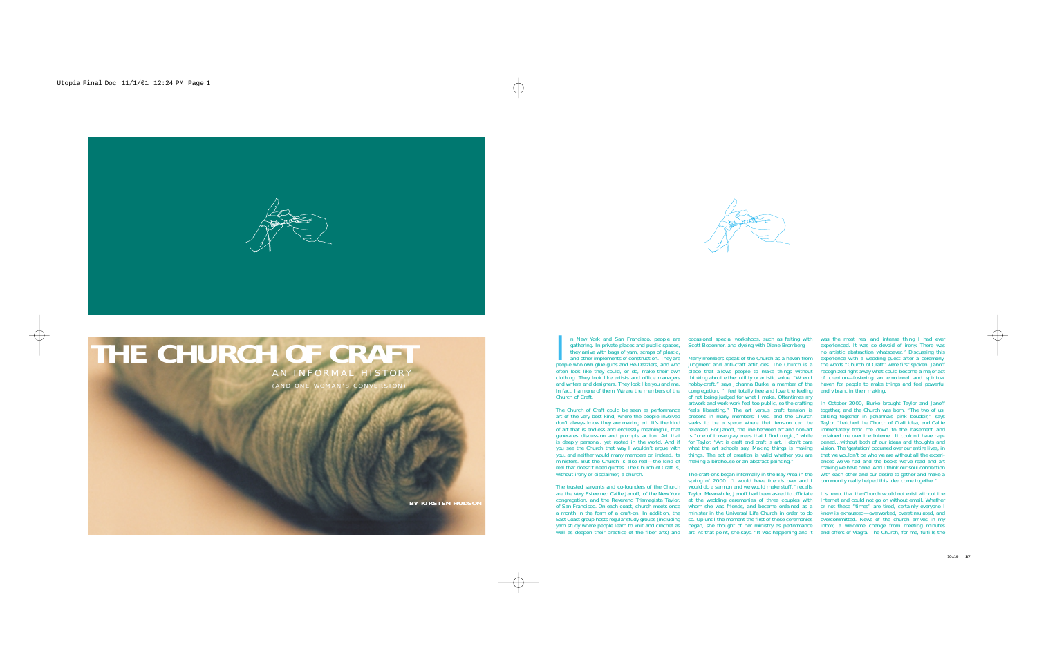# THE CHURCH OF CRAFT

## AN INFORMAL HISTORY

(AND ONE WOMAN'S CONVERSION)

**BY KIRSTEN HUDSON**

In New York and San Francisco, people are gathering. In private places and public spaces, they arrive with bags of yarn, scraps of plastic, and other implements of construction. They are people who own glue guns and Be-Dazzlers, and who often look like they could, or do, make their own clothing. They look like artists and office managers and writers and designers. They look like you and me. In fact, I am one of them. We are the members of the Church of Craft.

The Church of Craft could be seen as performance art of the very best kind, where the people involved don't always know they are making art. It's the kind of art that is endless and endlessly meaningful, that generates discussion and prompts action. Art that is deeply personal, yet rooted in the world. And if you see the Church that way I wouldn't argue with you, and neither would many members or, indeed, its ministers. But the Church is also real—the kind of real that doesn't need quotes. The Church of Craft is, without irony or disclaimer, a church.

The trusted servants and co-founders of the Church are the Very Esteemed Callie Janoff, of the New York congregation, and the Reverend Trismegista Taylor, of San Francisco. On each coast, church meets once a month in the form of a craft-on. In addition, the East Coast group hosts regular study groups (including yarn study where people learn to knit and crochet as well as deepen their practice of the fiber arts) and occasional special workshops, such as felting with Scott Bodenner, and dyeing with Diane Bromberg.

Many members speak of the Church as a haven from judgment and anti-craft attitudes. The Church is a place that allows people to make things without thinking about either utility or artistic value. "When I hobby-craft," says Johanna Burke, a member of the congregation, "I feel totally free and love the feeling of not being judged for what I make. Oftentimes my artwork and work-work feel too public, so the crafting feels liberating." The art versus craft tension is present in many members' lives, and the Church seeks to be a space where that tension can be released. For Janoff, the line between art and non-art is "one of those gray areas that I find magic," while for Taylor, "Art is craft and craft is art. I don't care what the art schools say. Making things is making things. The act of creation is valid whether you are making a birdhouse or an abstract painting."

The craft-ons began informally in the Bay Area in the spring of 2000. "I would have friends over and I would do a sermon and we would make stuff," recalls Taylor. Meanwhile, Janoff had been asked to officiate at the wedding ceremonies of three couples with whom she was friends, and became ordained as a minister in the Universal Life Church in order to do so. Up until the moment the first of these ceremonies began, she thought of her ministry as performance art. At that point, she says, "It was happening and it was the most real and intense thing I had ever experienced. It was so devoid of irony. There was no artistic abstraction whatsoever." Discussing this experience with a wedding guest after a ceremony, the words "Church of Craft" were first spoken. Janoff recognized right away what could become a major act of creation—fostering an emotional and spiritual haven for people to make things and feel powerful and vibrant in their making.

In October 2000, Burke brought Taylor and Janoff together, and the Church was born. "The two of us, talking together in Johanna's pink boudoir," says Taylor, "hatched the Church of Craft idea, and Callie immediately took me down to the basement and ordained me over the Internet. It couldn't have happened...without both of our ideas and thoughts and vision. The 'gestation' occurred over our entire lives, in that we wouldn't be who we are without all the experiences we've had and the books we've read and art making we have done. And I think our soul connection with each other and our desire to gather and make a community really helped this idea come together."

It's ironic that the Church would not exist without the Internet and could not go on without email. Whether or not these "times" are tired, certainly everyone I know is exhausted—overworked, overstimulated, and overcommitted. News of the church arrives in my inbox, a welcome change from meeting minutes and offers of Viagra. The Church, for me, fulfills the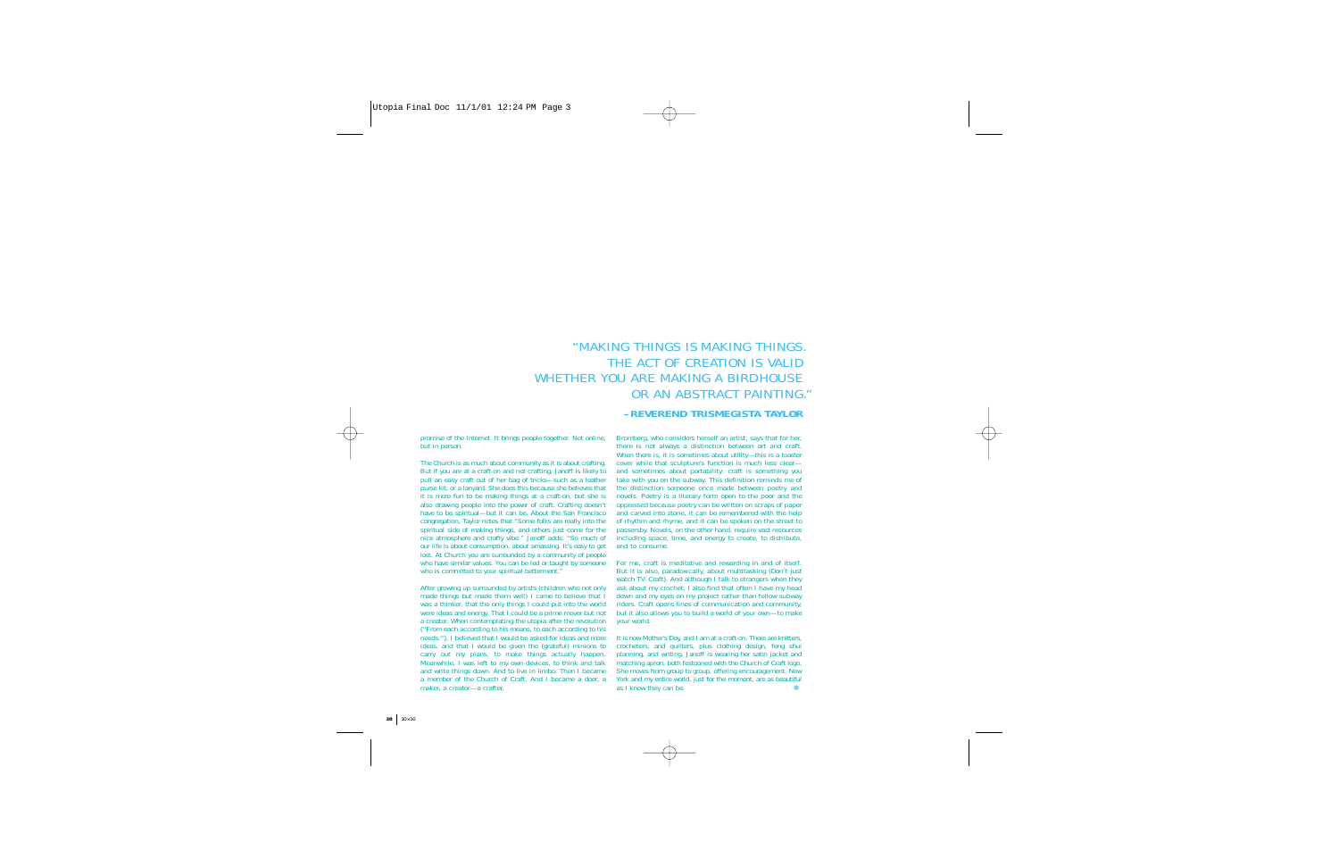> "MAKING THINGS IS MAKING THINGS.
> THE ACT OF CREATION IS VALID
> WHETHER YOU ARE MAKING A BIRDHOUSE
> OR AN ABSTRACT PAINTING."
>
> **– REVEREND TRISMEGISTA TAYLOR**

promise of the Internet. It brings people together. Not online, but in person.

The Church is as much about community as it is about crafting. But if you are at a craft-on and not crafting, Janoff is likely to pull an easy craft out of her bag of tricks—such as a leather purse kit, or a lanyard. She does this because she believes that it is more fun to be making things at a craft-on, but she is also drawing people into the power of craft. Crafting doesn't have to be spiritual—but it can be. About the San Francisco congregation, Taylor notes that "Some folks are really into the spiritual side of making things, and others just come for the nice atmosphere and crafty vibe." Janoff adds: "So much of our life is about consumption, about amassing. It's easy to get lost. At Church you are surrounded by a community of people who have similar values. You can be led or taught by someone who is committed to your spiritual betterment."

After growing up surrounded by artists (children who not only made things but made them well) I came to believe that I was a thinker, that the only things I could put into the world were ideas and energy. That I could be a prime mover but not a creator. When contemplating the utopia after the revolution ("From each according to his means, to each according to his needs."), I believed that I would be asked for ideas and more ideas, and that I would be given the (grateful) minions to carry out my plans, to make things actually happen. Meanwhile, I was left to my own devices, to think and talk and write things down. And to live in limbo. Then I became a member of the Church of Craft. And I became a doer, a maker, a creator—a crafter.

Bromberg, who considers herself an artist, says that for her, there is not always a distinction between art and craft. When there is, it is sometimes about utility—this is a toaster cover while that sculpture's function is much less clear—and sometimes about portability: craft is something you take with you on the subway. This definition reminds me of the distinction someone once made between poetry and novels. Poetry is a literary form open to the poor and the oppressed because poetry can be written on scraps of paper and carved into stone, it can be remembered with the help of rhythm and rhyme, and it can be spoken on the street to passersby. Novels, on the other hand, require vast resources including space, time, and energy to create, to distribute, and to consume.

For me, craft is meditative and rewarding in and of itself. But it is also, paradoxically, about multitasking (Don't just watch TV. Craft). And although I talk to strangers when they ask about my crochet, I also find that often I have my head down and my eyes on my project rather than fellow subway riders. Craft opens lines of communication and community, but it also allows you to build a world of your own—to make your world.

It is now Mother's Day, and I am at a craft-on. There are knitters, crocheters, and quilters, plus clothing design, feng shui planning, and writing. Janoff is wearing her satin jacket and matching apron, both festooned with the Church of Craft logo. She moves from group to group, offering encouragement. New York and my entire world, just for the moment, are as beautiful as I know they can be.